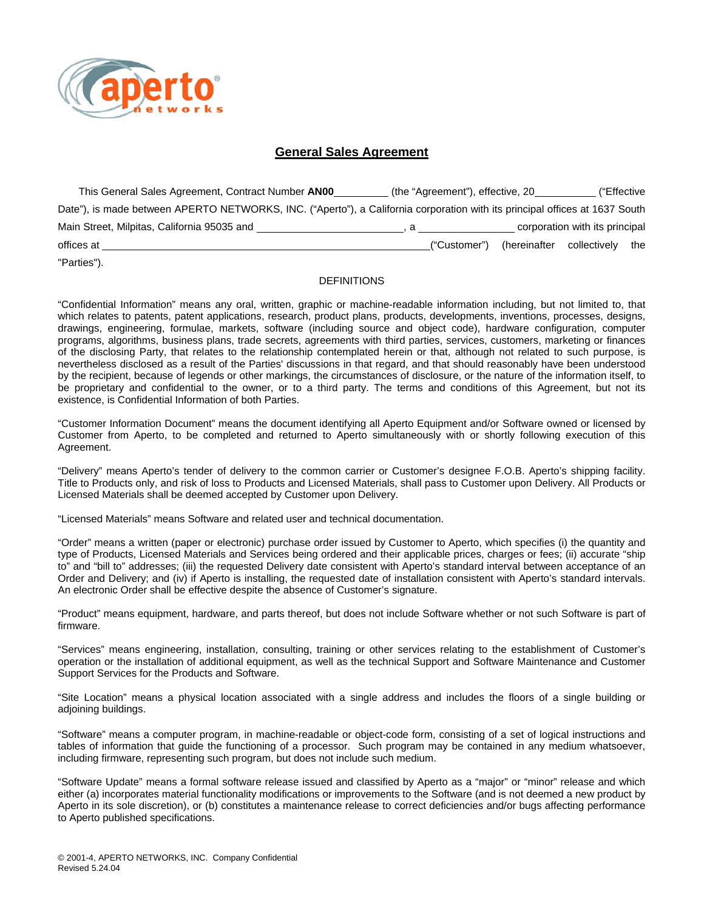# General Sales Agreement

This General Sales Agreement, Contract Number **AN00**\_\_\_\_\_\_\_\_\_\_ (the "Agreement"), effective, 20\_\_\_\_\_\_\_\_\_\_\_ ("Effective Date"), is made between APERTO NETWORKS, INC. ("Aperto"), a California corporation with its principal offices at 1637 South Main Street, Milpitas, California 95035 and \_\_\_\_\_\_\_\_\_\_\_\_\_\_\_\_\_\_\_\_\_\_\_\_\_\_\_, a \_\_\_\_\_\_\_\_\_\_\_\_\_\_\_\_\_\_ corporation with its principal offices at \_\_\_\_\_\_\_\_\_\_\_\_\_\_\_\_\_\_\_\_\_\_\_\_\_\_\_\_\_\_\_\_\_\_\_\_\_\_\_\_\_\_\_\_\_\_\_\_\_\_\_\_\_\_\_\_\_\_\_\_("Customer") (hereinafter collectively the "Parties").

## DEFINITIONS

"Confidential Information" means any oral, written, graphic or machine-readable information including, but not limited to, that which relates to patents, patent applications, research, product plans, products, developments, inventions, processes, designs, drawings, engineering, formulae, markets, software (including source and object code), hardware configuration, computer programs, algorithms, business plans, trade secrets, agreements with third parties, services, customers, marketing or finances of the disclosing Party, that relates to the relationship contemplated herein or that, although not related to such purpose, is nevertheless disclosed as a result of the Parties' discussions in that regard, and that should reasonably have been understood by the recipient, because of legends or other markings, the circumstances of disclosure, or the nature of the information itself, to be proprietary and confidential to the owner, or to a third party. The terms and conditions of this Agreement, but not its existence, is Confidential Information of both Parties.

"Customer Information Document" means the document identifying all Aperto Equipment and/or Software owned or licensed by Customer from Aperto, to be completed and returned to Aperto simultaneously with or shortly following execution of this Agreement.

"Delivery" means Aperto's tender of delivery to the common carrier or Customer's designee F.O.B. Aperto's shipping facility. Title to Products only, and risk of loss to Products and Licensed Materials, shall pass to Customer upon Delivery. All Products or Licensed Materials shall be deemed accepted by Customer upon Delivery.

"Licensed Materials" means Software and related user and technical documentation.

"Order" means a written (paper or electronic) purchase order issued by Customer to Aperto, which specifies (i) the quantity and type of Products, Licensed Materials and Services being ordered and their applicable prices, charges or fees; (ii) accurate "ship to" and "bill to" addresses; (iii) the requested Delivery date consistent with Aperto's standard interval between acceptance of an Order and Delivery; and (iv) if Aperto is installing, the requested date of installation consistent with Aperto's standard intervals. An electronic Order shall be effective despite the absence of Customer's signature.

"Product" means equipment, hardware, and parts thereof, but does not include Software whether or not such Software is part of firmware.

"Services" means engineering, installation, consulting, training or other services relating to the establishment of Customer's operation or the installation of additional equipment, as well as the technical Support and Software Maintenance and Customer Support Services for the Products and Software.

"Site Location" means a physical location associated with a single address and includes the floors of a single building or adjoining buildings.

"Software" means a computer program, in machine-readable or object-code form, consisting of a set of logical instructions and tables of information that guide the functioning of a processor. Such program may be contained in any medium whatsoever, including firmware, representing such program, but does not include such medium.

"Software Update" means a formal software release issued and classified by Aperto as a "major" or "minor" release and which either (a) incorporates material functionality modifications or improvements to the Software (and is not deemed a new product by Aperto in its sole discretion), or (b) constitutes a maintenance release to correct deficiencies and/or bugs affecting performance to Aperto published specifications.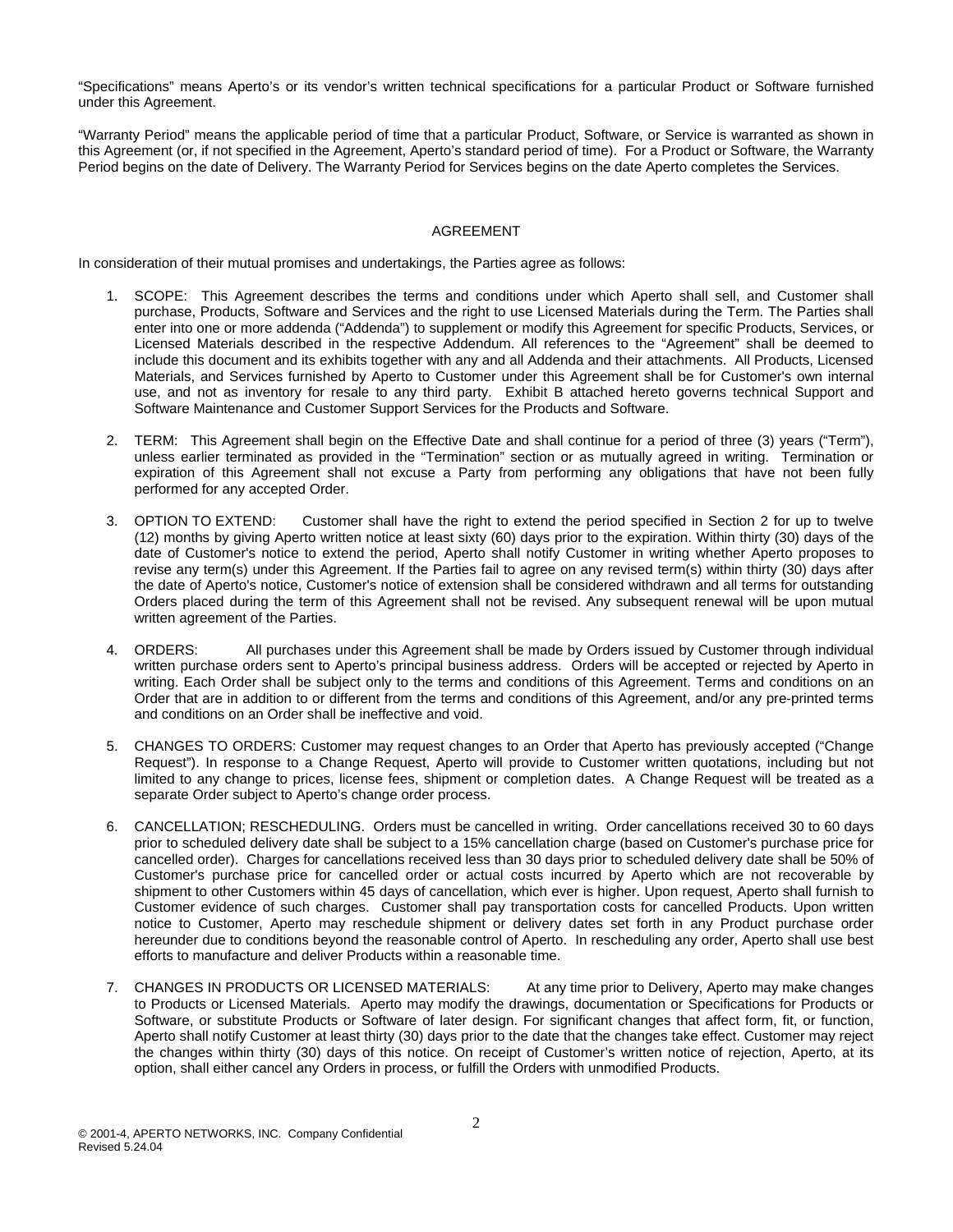"Specifications" means Aperto's or its vendor's written technical specifications for a particular Product or Software furnished under this Agreement.

"Warranty Period" means the applicable period of time that a particular Product, Software, or Service is warranted as shown in this Agreement (or, if not specified in the Agreement, Aperto's standard period of time). For a Product or Software, the Warranty Period begins on the date of Delivery. The Warranty Period for Services begins on the date Aperto completes the Services.

## AGREEMENT

In consideration of their mutual promises and undertakings, the Parties agree as follows:

1. SCOPE: This Agreement describes the terms and conditions under which Aperto shall sell, and Customer shall purchase, Products, Software and Services and the right to use Licensed Materials during the Term. The Parties shall enter into one or more addenda ("Addenda") to supplement or modify this Agreement for specific Products, Services, or Licensed Materials described in the respective Addendum. All references to the "Agreement" shall be deemed to include this document and its exhibits together with any and all Addenda and their attachments. All Products, Licensed Materials, and Services furnished by Aperto to Customer under this Agreement shall be for Customer's own internal use, and not as inventory for resale to any third party. Exhibit B attached hereto governs technical Support and Software Maintenance and Customer Support Services for the Products and Software.

2. TERM: This Agreement shall begin on the Effective Date and shall continue for a period of three (3) years ("Term"), unless earlier terminated as provided in the "Termination" section or as mutually agreed in writing. Termination or expiration of this Agreement shall not excuse a Party from performing any obligations that have not been fully performed for any accepted Order.

3. OPTION TO EXTEND: Customer shall have the right to extend the period specified in Section 2 for up to twelve (12) months by giving Aperto written notice at least sixty (60) days prior to the expiration. Within thirty (30) days of the date of Customer's notice to extend the period, Aperto shall notify Customer in writing whether Aperto proposes to revise any term(s) under this Agreement. If the Parties fail to agree on any revised term(s) within thirty (30) days after the date of Aperto's notice, Customer's notice of extension shall be considered withdrawn and all terms for outstanding Orders placed during the term of this Agreement shall not be revised. Any subsequent renewal will be upon mutual written agreement of the Parties.

4. ORDERS: All purchases under this Agreement shall be made by Orders issued by Customer through individual written purchase orders sent to Aperto's principal business address. Orders will be accepted or rejected by Aperto in writing. Each Order shall be subject only to the terms and conditions of this Agreement. Terms and conditions on an Order that are in addition to or different from the terms and conditions of this Agreement, and/or any pre-printed terms and conditions on an Order shall be ineffective and void.

5. CHANGES TO ORDERS: Customer may request changes to an Order that Aperto has previously accepted ("Change Request"). In response to a Change Request, Aperto will provide to Customer written quotations, including but not limited to any change to prices, license fees, shipment or completion dates. A Change Request will be treated as a separate Order subject to Aperto's change order process.

6. CANCELLATION; RESCHEDULING. Orders must be cancelled in writing. Order cancellations received 30 to 60 days prior to scheduled delivery date shall be subject to a 15% cancellation charge (based on Customer's purchase price for cancelled order). Charges for cancellations received less than 30 days prior to scheduled delivery date shall be 50% of Customer's purchase price for cancelled order or actual costs incurred by Aperto which are not recoverable by shipment to other Customers within 45 days of cancellation, which ever is higher. Upon request, Aperto shall furnish to Customer evidence of such charges. Customer shall pay transportation costs for cancelled Products. Upon written notice to Customer, Aperto may reschedule shipment or delivery dates set forth in any Product purchase order hereunder due to conditions beyond the reasonable control of Aperto. In rescheduling any order, Aperto shall use best efforts to manufacture and deliver Products within a reasonable time.

7. CHANGES IN PRODUCTS OR LICENSED MATERIALS: At any time prior to Delivery, Aperto may make changes to Products or Licensed Materials. Aperto may modify the drawings, documentation or Specifications for Products or Software, or substitute Products or Software of later design. For significant changes that affect form, fit, or function, Aperto shall notify Customer at least thirty (30) days prior to the date that the changes take effect. Customer may reject the changes within thirty (30) days of this notice. On receipt of Customer's written notice of rejection, Aperto, at its option, shall either cancel any Orders in process, or fulfill the Orders with unmodified Products.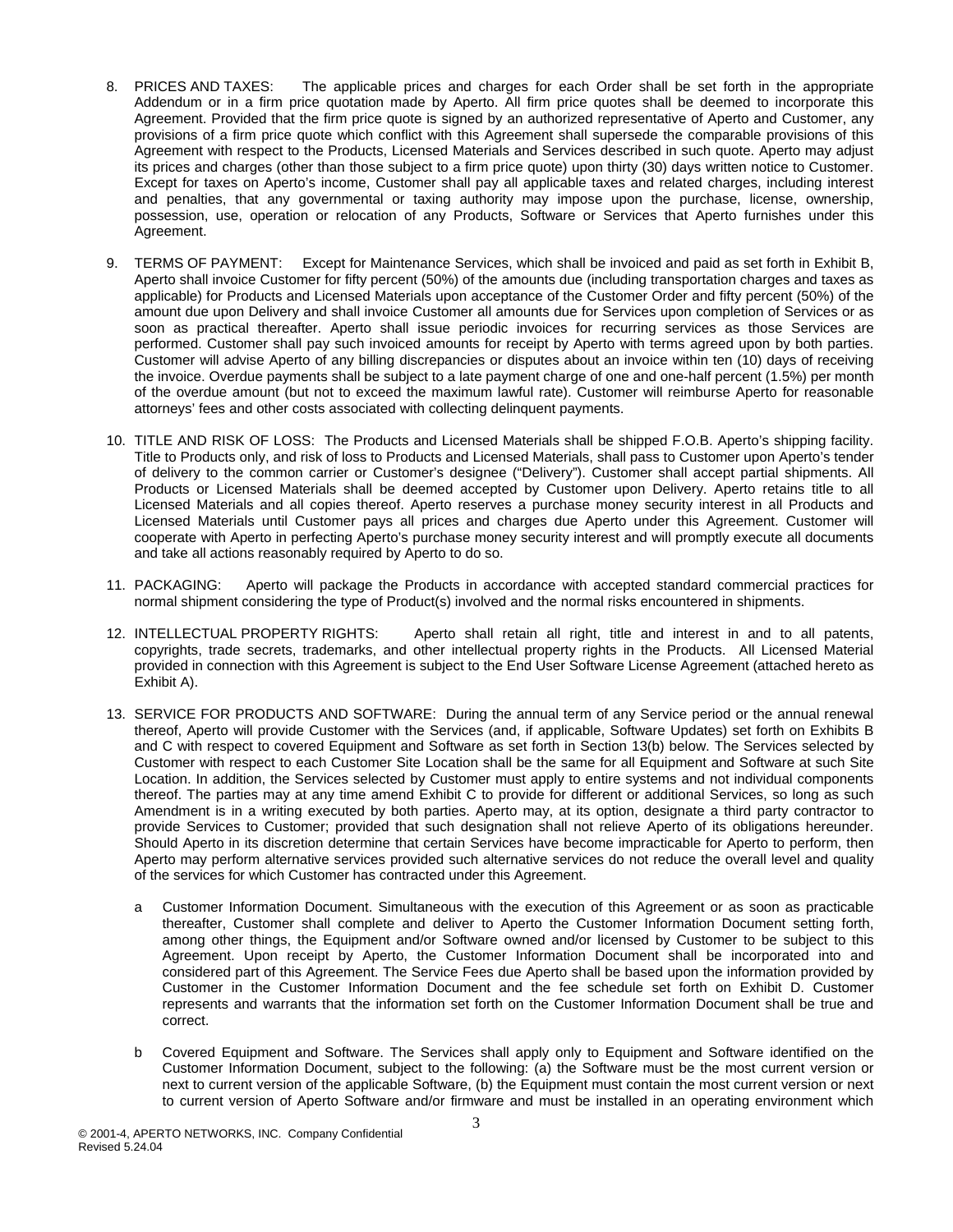8. PRICES AND TAXES: The applicable prices and charges for each Order shall be set forth in the appropriate Addendum or in a firm price quotation made by Aperto. All firm price quotes shall be deemed to incorporate this Agreement. Provided that the firm price quote is signed by an authorized representative of Aperto and Customer, any provisions of a firm price quote which conflict with this Agreement shall supersede the comparable provisions of this Agreement with respect to the Products, Licensed Materials and Services described in such quote. Aperto may adjust its prices and charges (other than those subject to a firm price quote) upon thirty (30) days written notice to Customer. Except for taxes on Aperto's income, Customer shall pay all applicable taxes and related charges, including interest and penalties, that any governmental or taxing authority may impose upon the purchase, license, ownership, possession, use, operation or relocation of any Products, Software or Services that Aperto furnishes under this Agreement.

9. TERMS OF PAYMENT: Except for Maintenance Services, which shall be invoiced and paid as set forth in Exhibit B, Aperto shall invoice Customer for fifty percent (50%) of the amounts due (including transportation charges and taxes as applicable) for Products and Licensed Materials upon acceptance of the Customer Order and fifty percent (50%) of the amount due upon Delivery and shall invoice Customer all amounts due for Services upon completion of Services or as soon as practical thereafter. Aperto shall issue periodic invoices for recurring services as those Services are performed. Customer shall pay such invoiced amounts for receipt by Aperto with terms agreed upon by both parties. Customer will advise Aperto of any billing discrepancies or disputes about an invoice within ten (10) days of receiving the invoice. Overdue payments shall be subject to a late payment charge of one and one-half percent (1.5%) per month of the overdue amount (but not to exceed the maximum lawful rate). Customer will reimburse Aperto for reasonable attorneys' fees and other costs associated with collecting delinquent payments.

10. TITLE AND RISK OF LOSS: The Products and Licensed Materials shall be shipped F.O.B. Aperto's shipping facility. Title to Products only, and risk of loss to Products and Licensed Materials, shall pass to Customer upon Aperto's tender of delivery to the common carrier or Customer's designee ("Delivery"). Customer shall accept partial shipments. All Products or Licensed Materials shall be deemed accepted by Customer upon Delivery. Aperto retains title to all Licensed Materials and all copies thereof. Aperto reserves a purchase money security interest in all Products and Licensed Materials until Customer pays all prices and charges due Aperto under this Agreement. Customer will cooperate with Aperto in perfecting Aperto's purchase money security interest and will promptly execute all documents and take all actions reasonably required by Aperto to do so.

11. PACKAGING: Aperto will package the Products in accordance with accepted standard commercial practices for normal shipment considering the type of Product(s) involved and the normal risks encountered in shipments.

12. INTELLECTUAL PROPERTY RIGHTS: Aperto shall retain all right, title and interest in and to all patents, copyrights, trade secrets, trademarks, and other intellectual property rights in the Products. All Licensed Material provided in connection with this Agreement is subject to the End User Software License Agreement (attached hereto as Exhibit A).

13. SERVICE FOR PRODUCTS AND SOFTWARE: During the annual term of any Service period or the annual renewal thereof, Aperto will provide Customer with the Services (and, if applicable, Software Updates) set forth on Exhibits B and C with respect to covered Equipment and Software as set forth in Section 13(b) below. The Services selected by Customer with respect to each Customer Site Location shall be the same for all Equipment and Software at such Site Location. In addition, the Services selected by Customer must apply to entire systems and not individual components thereof. The parties may at any time amend Exhibit C to provide for different or additional Services, so long as such Amendment is in a writing executed by both parties. Aperto may, at its option, designate a third party contractor to provide Services to Customer; provided that such designation shall not relieve Aperto of its obligations hereunder. Should Aperto in its discretion determine that certain Services have become impracticable for Aperto to perform, then Aperto may perform alternative services provided such alternative services do not reduce the overall level and quality of the services for which Customer has contracted under this Agreement.

    a Customer Information Document. Simultaneous with the execution of this Agreement or as soon as practicable thereafter, Customer shall complete and deliver to Aperto the Customer Information Document setting forth, among other things, the Equipment and/or Software owned and/or licensed by Customer to be subject to this Agreement. Upon receipt by Aperto, the Customer Information Document shall be incorporated into and considered part of this Agreement. The Service Fees due Aperto shall be based upon the information provided by Customer in the Customer Information Document and the fee schedule set forth on Exhibit D. Customer represents and warrants that the information set forth on the Customer Information Document shall be true and correct.

    b Covered Equipment and Software. The Services shall apply only to Equipment and Software identified on the Customer Information Document, subject to the following: (a) the Software must be the most current version or next to current version of the applicable Software, (b) the Equipment must contain the most current version or next to current version of Aperto Software and/or firmware and must be installed in an operating environment which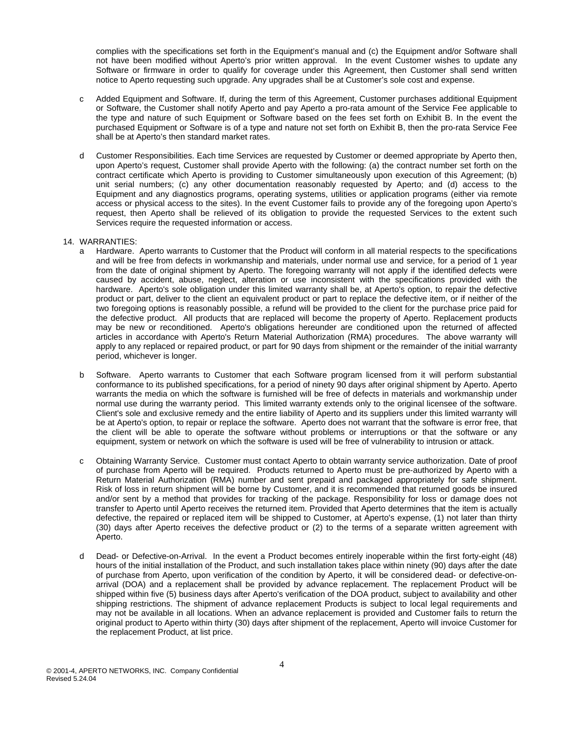complies with the specifications set forth in the Equipment's manual and (c) the Equipment and/or Software shall not have been modified without Aperto's prior written approval. In the event Customer wishes to update any Software or firmware in order to qualify for coverage under this Agreement, then Customer shall send written notice to Aperto requesting such upgrade. Any upgrades shall be at Customer's sole cost and expense.

c Added Equipment and Software. If, during the term of this Agreement, Customer purchases additional Equipment or Software, the Customer shall notify Aperto and pay Aperto a pro-rata amount of the Service Fee applicable to the type and nature of such Equipment or Software based on the fees set forth on Exhibit B. In the event the purchased Equipment or Software is of a type and nature not set forth on Exhibit B, then the pro-rata Service Fee shall be at Aperto's then standard market rates.

d Customer Responsibilities. Each time Services are requested by Customer or deemed appropriate by Aperto then, upon Aperto's request, Customer shall provide Aperto with the following: (a) the contract number set forth on the contract certificate which Aperto is providing to Customer simultaneously upon execution of this Agreement; (b) unit serial numbers; (c) any other documentation reasonably requested by Aperto; and (d) access to the Equipment and any diagnostics programs, operating systems, utilities or application programs (either via remote access or physical access to the sites). In the event Customer fails to provide any of the foregoing upon Aperto's request, then Aperto shall be relieved of its obligation to provide the requested Services to the extent such Services require the requested information or access.

14. WARRANTIES:

a Hardware. Aperto warrants to Customer that the Product will conform in all material respects to the specifications and will be free from defects in workmanship and materials, under normal use and service, for a period of 1 year from the date of original shipment by Aperto. The foregoing warranty will not apply if the identified defects were caused by accident, abuse, neglect, alteration or use inconsistent with the specifications provided with the hardware. Aperto's sole obligation under this limited warranty shall be, at Aperto's option, to repair the defective product or part, deliver to the client an equivalent product or part to replace the defective item, or if neither of the two foregoing options is reasonably possible, a refund will be provided to the client for the purchase price paid for the defective product. All products that are replaced will become the property of Aperto. Replacement products may be new or reconditioned. Aperto's obligations hereunder are conditioned upon the returned of affected articles in accordance with Aperto's Return Material Authorization (RMA) procedures. The above warranty will apply to any replaced or repaired product, or part for 90 days from shipment or the remainder of the initial warranty period, whichever is longer.

b Software. Aperto warrants to Customer that each Software program licensed from it will perform substantial conformance to its published specifications, for a period of ninety 90 days after original shipment by Aperto. Aperto warrants the media on which the software is furnished will be free of defects in materials and workmanship under normal use during the warranty period. This limited warranty extends only to the original licensee of the software. Client's sole and exclusive remedy and the entire liability of Aperto and its suppliers under this limited warranty will be at Aperto's option, to repair or replace the software. Aperto does not warrant that the software is error free, that the client will be able to operate the software without problems or interruptions or that the software or any equipment, system or network on which the software is used will be free of vulnerability to intrusion or attack.

c Obtaining Warranty Service. Customer must contact Aperto to obtain warranty service authorization. Date of proof of purchase from Aperto will be required. Products returned to Aperto must be pre-authorized by Aperto with a Return Material Authorization (RMA) number and sent prepaid and packaged appropriately for safe shipment. Risk of loss in return shipment will be borne by Customer, and it is recommended that returned goods be insured and/or sent by a method that provides for tracking of the package. Responsibility for loss or damage does not transfer to Aperto until Aperto receives the returned item. Provided that Aperto determines that the item is actually defective, the repaired or replaced item will be shipped to Customer, at Aperto's expense, (1) not later than thirty (30) days after Aperto receives the defective product or (2) to the terms of a separate written agreement with Aperto.

d Dead- or Defective-on-Arrival. In the event a Product becomes entirely inoperable within the first forty-eight (48) hours of the initial installation of the Product, and such installation takes place within ninety (90) days after the date of purchase from Aperto, upon verification of the condition by Aperto, it will be considered dead- or defective-on-arrival (DOA) and a replacement shall be provided by advance replacement. The replacement Product will be shipped within five (5) business days after Aperto's verification of the DOA product, subject to availability and other shipping restrictions. The shipment of advance replacement Products is subject to local legal requirements and may not be available in all locations. When an advance replacement is provided and Customer fails to return the original product to Aperto within thirty (30) days after shipment of the replacement, Aperto will invoice Customer for the replacement Product, at list price.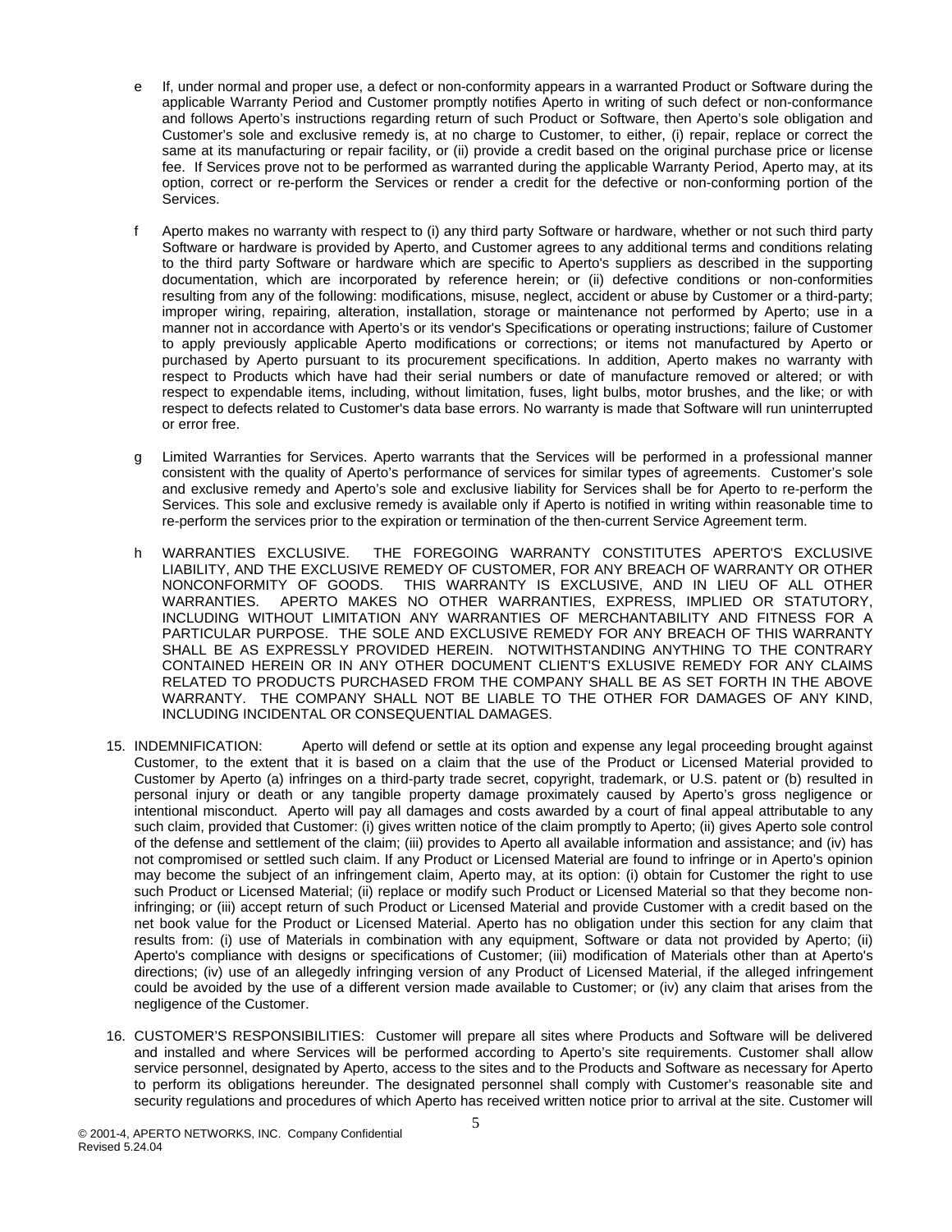e If, under normal and proper use, a defect or non-conformity appears in a warranted Product or Software during the applicable Warranty Period and Customer promptly notifies Aperto in writing of such defect or non-conformance and follows Aperto's instructions regarding return of such Product or Software, then Aperto's sole obligation and Customer's sole and exclusive remedy is, at no charge to Customer, to either, (i) repair, replace or correct the same at its manufacturing or repair facility, or (ii) provide a credit based on the original purchase price or license fee. If Services prove not to be performed as warranted during the applicable Warranty Period, Aperto may, at its option, correct or re-perform the Services or render a credit for the defective or non-conforming portion of the Services.

f Aperto makes no warranty with respect to (i) any third party Software or hardware, whether or not such third party Software or hardware is provided by Aperto, and Customer agrees to any additional terms and conditions relating to the third party Software or hardware which are specific to Aperto's suppliers as described in the supporting documentation, which are incorporated by reference herein; or (ii) defective conditions or non-conformities resulting from any of the following: modifications, misuse, neglect, accident or abuse by Customer or a third-party; improper wiring, repairing, alteration, installation, storage or maintenance not performed by Aperto; use in a manner not in accordance with Aperto's or its vendor's Specifications or operating instructions; failure of Customer to apply previously applicable Aperto modifications or corrections; or items not manufactured by Aperto or purchased by Aperto pursuant to its procurement specifications. In addition, Aperto makes no warranty with respect to Products which have had their serial numbers or date of manufacture removed or altered; or with respect to expendable items, including, without limitation, fuses, light bulbs, motor brushes, and the like; or with respect to defects related to Customer's data base errors. No warranty is made that Software will run uninterrupted or error free.

g Limited Warranties for Services. Aperto warrants that the Services will be performed in a professional manner consistent with the quality of Aperto's performance of services for similar types of agreements. Customer's sole and exclusive remedy and Aperto's sole and exclusive liability for Services shall be for Aperto to re-perform the Services. This sole and exclusive remedy is available only if Aperto is notified in writing within reasonable time to re-perform the services prior to the expiration or termination of the then-current Service Agreement term.

h WARRANTIES EXCLUSIVE. THE FOREGOING WARRANTY CONSTITUTES APERTO'S EXCLUSIVE LIABILITY, AND THE EXCLUSIVE REMEDY OF CUSTOMER, FOR ANY BREACH OF WARRANTY OR OTHER NONCONFORMITY OF GOODS. THIS WARRANTY IS EXCLUSIVE, AND IN LIEU OF ALL OTHER WARRANTIES. APERTO MAKES NO OTHER WARRANTIES, EXPRESS, IMPLIED OR STATUTORY, INCLUDING WITHOUT LIMITATION ANY WARRANTIES OF MERCHANTABILITY AND FITNESS FOR A PARTICULAR PURPOSE. THE SOLE AND EXCLUSIVE REMEDY FOR ANY BREACH OF THIS WARRANTY SHALL BE AS EXPRESSLY PROVIDED HEREIN. NOTWITHSTANDING ANYTHING TO THE CONTRARY CONTAINED HEREIN OR IN ANY OTHER DOCUMENT CLIENT'S EXLUSIVE REMEDY FOR ANY CLAIMS RELATED TO PRODUCTS PURCHASED FROM THE COMPANY SHALL BE AS SET FORTH IN THE ABOVE WARRANTY. THE COMPANY SHALL NOT BE LIABLE TO THE OTHER FOR DAMAGES OF ANY KIND, INCLUDING INCIDENTAL OR CONSEQUENTIAL DAMAGES.

15. INDEMNIFICATION: Aperto will defend or settle at its option and expense any legal proceeding brought against Customer, to the extent that it is based on a claim that the use of the Product or Licensed Material provided to Customer by Aperto (a) infringes on a third-party trade secret, copyright, trademark, or U.S. patent or (b) resulted in personal injury or death or any tangible property damage proximately caused by Aperto's gross negligence or intentional misconduct. Aperto will pay all damages and costs awarded by a court of final appeal attributable to any such claim, provided that Customer: (i) gives written notice of the claim promptly to Aperto; (ii) gives Aperto sole control of the defense and settlement of the claim; (iii) provides to Aperto all available information and assistance; and (iv) has not compromised or settled such claim. If any Product or Licensed Material are found to infringe or in Aperto's opinion may become the subject of an infringement claim, Aperto may, at its option: (i) obtain for Customer the right to use such Product or Licensed Material; (ii) replace or modify such Product or Licensed Material so that they become non-infringing; or (iii) accept return of such Product or Licensed Material and provide Customer with a credit based on the net book value for the Product or Licensed Material. Aperto has no obligation under this section for any claim that results from: (i) use of Materials in combination with any equipment, Software or data not provided by Aperto; (ii) Aperto's compliance with designs or specifications of Customer; (iii) modification of Materials other than at Aperto's directions; (iv) use of an allegedly infringing version of any Product of Licensed Material, if the alleged infringement could be avoided by the use of a different version made available to Customer; or (iv) any claim that arises from the negligence of the Customer.

16. CUSTOMER'S RESPONSIBILITIES: Customer will prepare all sites where Products and Software will be delivered and installed and where Services will be performed according to Aperto's site requirements. Customer shall allow service personnel, designated by Aperto, access to the sites and to the Products and Software as necessary for Aperto to perform its obligations hereunder. The designated personnel shall comply with Customer's reasonable site and security regulations and procedures of which Aperto has received written notice prior to arrival at the site. Customer will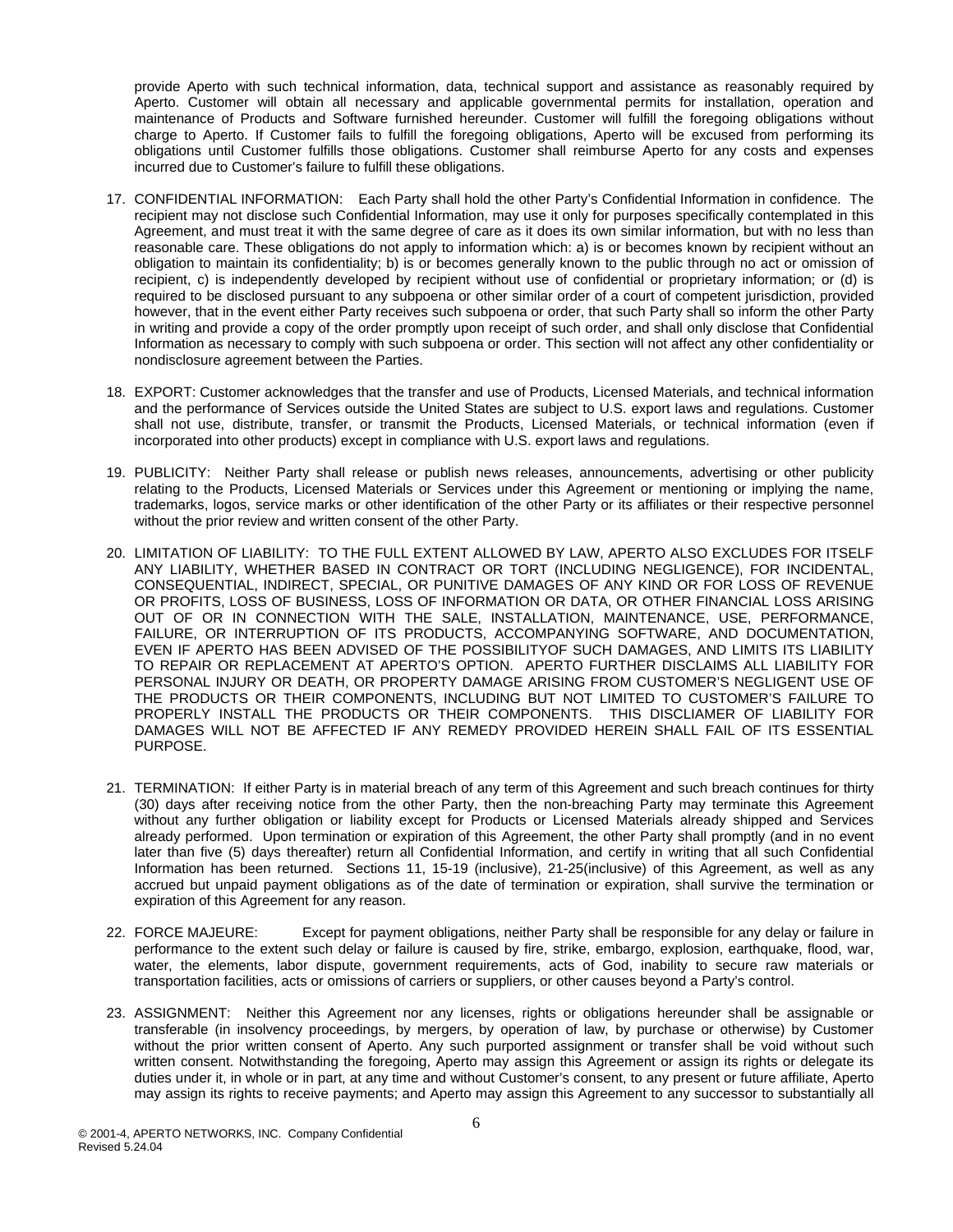provide Aperto with such technical information, data, technical support and assistance as reasonably required by Aperto. Customer will obtain all necessary and applicable governmental permits for installation, operation and maintenance of Products and Software furnished hereunder. Customer will fulfill the foregoing obligations without charge to Aperto. If Customer fails to fulfill the foregoing obligations, Aperto will be excused from performing its obligations until Customer fulfills those obligations. Customer shall reimburse Aperto for any costs and expenses incurred due to Customer's failure to fulfill these obligations.

17. CONFIDENTIAL INFORMATION: Each Party shall hold the other Party's Confidential Information in confidence. The recipient may not disclose such Confidential Information, may use it only for purposes specifically contemplated in this Agreement, and must treat it with the same degree of care as it does its own similar information, but with no less than reasonable care. These obligations do not apply to information which: a) is or becomes known by recipient without an obligation to maintain its confidentiality; b) is or becomes generally known to the public through no act or omission of recipient, c) is independently developed by recipient without use of confidential or proprietary information; or (d) is required to be disclosed pursuant to any subpoena or other similar order of a court of competent jurisdiction, provided however, that in the event either Party receives such subpoena or order, that such Party shall so inform the other Party in writing and provide a copy of the order promptly upon receipt of such order, and shall only disclose that Confidential Information as necessary to comply with such subpoena or order. This section will not affect any other confidentiality or nondisclosure agreement between the Parties.

18. EXPORT: Customer acknowledges that the transfer and use of Products, Licensed Materials, and technical information and the performance of Services outside the United States are subject to U.S. export laws and regulations. Customer shall not use, distribute, transfer, or transmit the Products, Licensed Materials, or technical information (even if incorporated into other products) except in compliance with U.S. export laws and regulations.

19. PUBLICITY: Neither Party shall release or publish news releases, announcements, advertising or other publicity relating to the Products, Licensed Materials or Services under this Agreement or mentioning or implying the name, trademarks, logos, service marks or other identification of the other Party or its affiliates or their respective personnel without the prior review and written consent of the other Party.

20. LIMITATION OF LIABILITY: TO THE FULL EXTENT ALLOWED BY LAW, APERTO ALSO EXCLUDES FOR ITSELF ANY LIABILITY, WHETHER BASED IN CONTRACT OR TORT (INCLUDING NEGLIGENCE), FOR INCIDENTAL, CONSEQUENTIAL, INDIRECT, SPECIAL, OR PUNITIVE DAMAGES OF ANY KIND OR FOR LOSS OF REVENUE OR PROFITS, LOSS OF BUSINESS, LOSS OF INFORMATION OR DATA, OR OTHER FINANCIAL LOSS ARISING OUT OF OR IN CONNECTION WITH THE SALE, INSTALLATION, MAINTENANCE, USE, PERFORMANCE, FAILURE, OR INTERRUPTION OF ITS PRODUCTS, ACCOMPANYING SOFTWARE, AND DOCUMENTATION, EVEN IF APERTO HAS BEEN ADVISED OF THE POSSIBILITYOF SUCH DAMAGES, AND LIMITS ITS LIABILITY TO REPAIR OR REPLACEMENT AT APERTO'S OPTION. APERTO FURTHER DISCLAIMS ALL LIABILITY FOR PERSONAL INJURY OR DEATH, OR PROPERTY DAMAGE ARISING FROM CUSTOMER'S NEGLIGENT USE OF THE PRODUCTS OR THEIR COMPONENTS, INCLUDING BUT NOT LIMITED TO CUSTOMER'S FAILURE TO PROPERLY INSTALL THE PRODUCTS OR THEIR COMPONENTS. THIS DISCLIAMER OF LIABILITY FOR DAMAGES WILL NOT BE AFFECTED IF ANY REMEDY PROVIDED HEREIN SHALL FAIL OF ITS ESSENTIAL PURPOSE.

21. TERMINATION: If either Party is in material breach of any term of this Agreement and such breach continues for thirty (30) days after receiving notice from the other Party, then the non-breaching Party may terminate this Agreement without any further obligation or liability except for Products or Licensed Materials already shipped and Services already performed. Upon termination or expiration of this Agreement, the other Party shall promptly (and in no event later than five (5) days thereafter) return all Confidential Information, and certify in writing that all such Confidential Information has been returned. Sections 11, 15-19 (inclusive), 21-25(inclusive) of this Agreement, as well as any accrued but unpaid payment obligations as of the date of termination or expiration, shall survive the termination or expiration of this Agreement for any reason.

22. FORCE MAJEURE: Except for payment obligations, neither Party shall be responsible for any delay or failure in performance to the extent such delay or failure is caused by fire, strike, embargo, explosion, earthquake, flood, war, water, the elements, labor dispute, government requirements, acts of God, inability to secure raw materials or transportation facilities, acts or omissions of carriers or suppliers, or other causes beyond a Party's control.

23. ASSIGNMENT: Neither this Agreement nor any licenses, rights or obligations hereunder shall be assignable or transferable (in insolvency proceedings, by mergers, by operation of law, by purchase or otherwise) by Customer without the prior written consent of Aperto. Any such purported assignment or transfer shall be void without such written consent. Notwithstanding the foregoing, Aperto may assign this Agreement or assign its rights or delegate its duties under it, in whole or in part, at any time and without Customer's consent, to any present or future affiliate, Aperto may assign its rights to receive payments; and Aperto may assign this Agreement to any successor to substantially all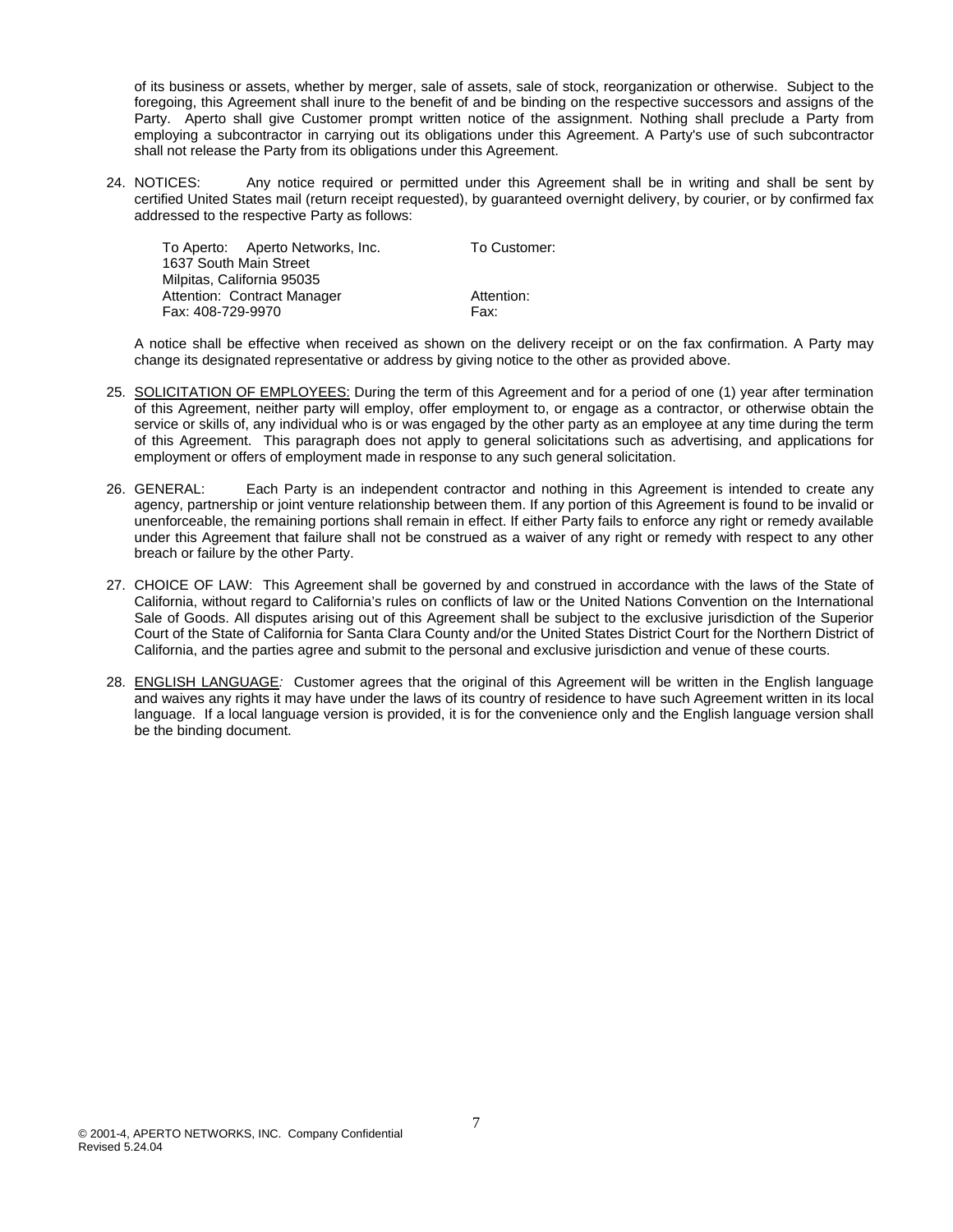of its business or assets, whether by merger, sale of assets, sale of stock, reorganization or otherwise. Subject to the foregoing, this Agreement shall inure to the benefit of and be binding on the respective successors and assigns of the Party. Aperto shall give Customer prompt written notice of the assignment. Nothing shall preclude a Party from employing a subcontractor in carrying out its obligations under this Agreement. A Party's use of such subcontractor shall not release the Party from its obligations under this Agreement.

24. NOTICES: Any notice required or permitted under this Agreement shall be in writing and shall be sent by certified United States mail (return receipt requested), by guaranteed overnight delivery, by courier, or by confirmed fax addressed to the respective Party as follows:

| To Aperto: Aperto Networks, Inc. | To Customer: |
|---|---|
| 1637 South Main Street | |
| Milpitas, California 95035 | |
| Attention: Contract Manager | Attention: |
| Fax: 408-729-9970 | Fax: |

A notice shall be effective when received as shown on the delivery receipt or on the fax confirmation. A Party may change its designated representative or address by giving notice to the other as provided above.

25. <u>SOLICITATION OF EMPLOYEES:</u> During the term of this Agreement and for a period of one (1) year after termination of this Agreement, neither party will employ, offer employment to, or engage as a contractor, or otherwise obtain the service or skills of, any individual who is or was engaged by the other party as an employee at any time during the term of this Agreement. This paragraph does not apply to general solicitations such as advertising, and applications for employment or offers of employment made in response to any such general solicitation.

26. GENERAL: Each Party is an independent contractor and nothing in this Agreement is intended to create any agency, partnership or joint venture relationship between them. If any portion of this Agreement is found to be invalid or unenforceable, the remaining portions shall remain in effect. If either Party fails to enforce any right or remedy available under this Agreement that failure shall not be construed as a waiver of any right or remedy with respect to any other breach or failure by the other Party.

27. CHOICE OF LAW: This Agreement shall be governed by and construed in accordance with the laws of the State of California, without regard to California's rules on conflicts of law or the United Nations Convention on the International Sale of Goods. All disputes arising out of this Agreement shall be subject to the exclusive jurisdiction of the Superior Court of the State of California for Santa Clara County and/or the United States District Court for the Northern District of California, and the parties agree and submit to the personal and exclusive jurisdiction and venue of these courts.

28. <u>ENGLISH LANGUAGE</u>*:* Customer agrees that the original of this Agreement will be written in the English language and waives any rights it may have under the laws of its country of residence to have such Agreement written in its local language. If a local language version is provided, it is for the convenience only and the English language version shall be the binding document.

© 2001-4, APERTO NETWORKS, INC. Company Confidential
Revised 5.24.04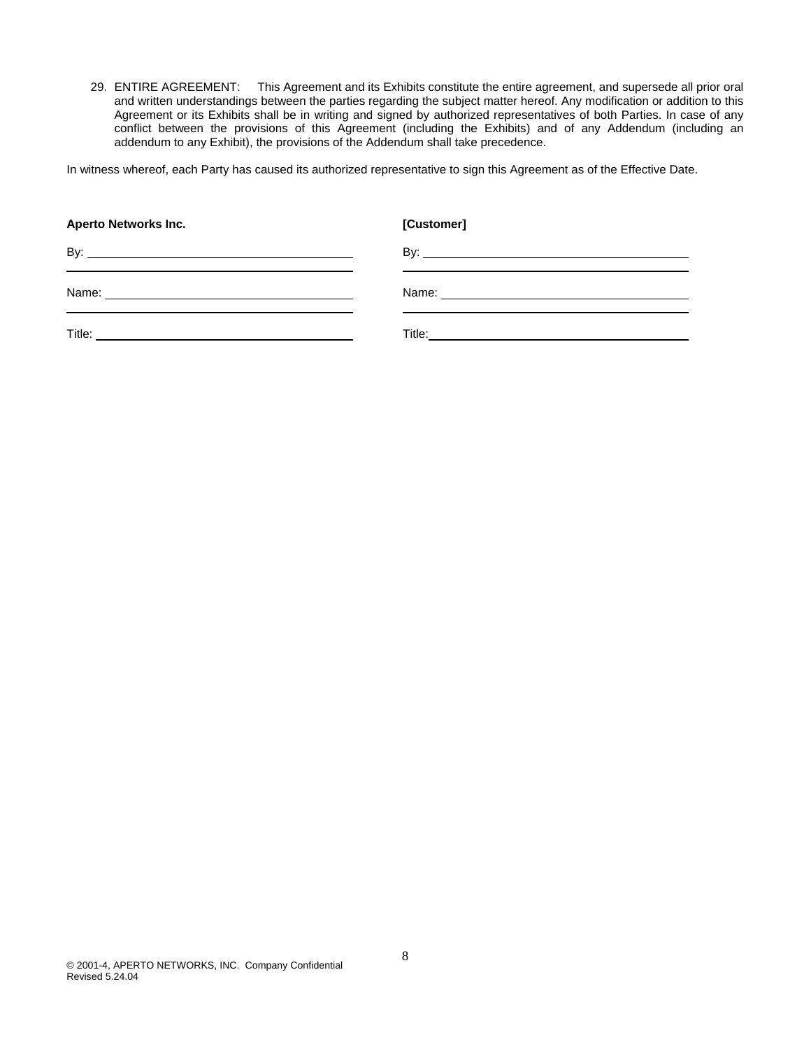29. ENTIRE AGREEMENT: This Agreement and its Exhibits constitute the entire agreement, and supersede all prior oral and written understandings between the parties regarding the subject matter hereof. Any modification or addition to this Agreement or its Exhibits shall be in writing and signed by authorized representatives of both Parties. In case of any conflict between the provisions of this Agreement (including the Exhibits) and of any Addendum (including an addendum to any Exhibit), the provisions of the Addendum shall take precedence.

In witness whereof, each Party has caused its authorized representative to sign this Agreement as of the Effective Date.

| **Aperto Networks Inc.** | **[Customer]** |
|---|---|
| By: ______________________ | By: ______________________ |
| Name: ______________________ | Name: ______________________ |
| Title: ______________________ | Title: ______________________ |

© 2001-4, APERTO NETWORKS, INC. Company Confidential
Revised 5.24.04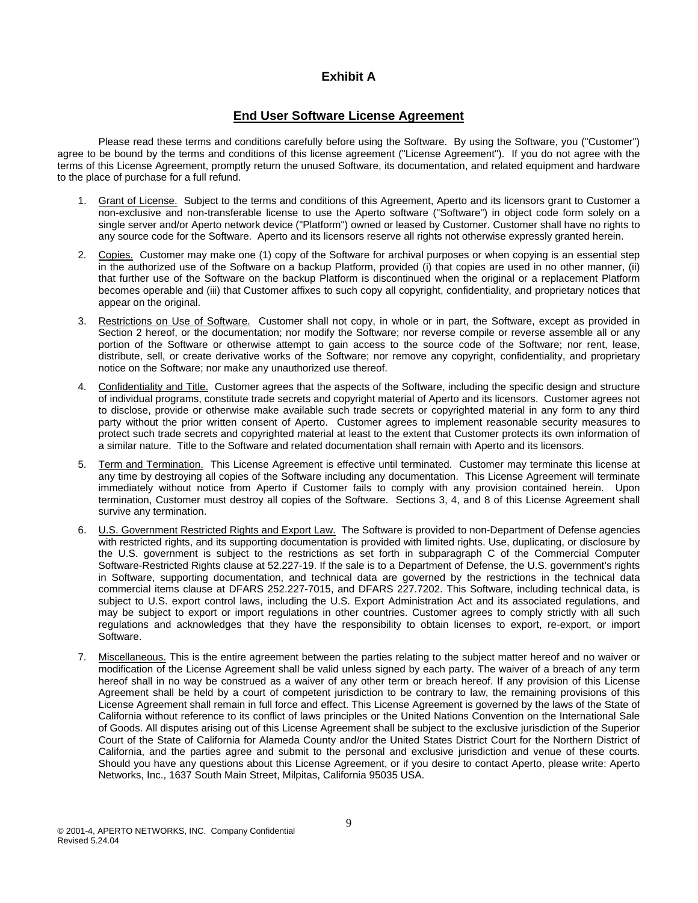# Exhibit A

## End User Software License Agreement

Please read these terms and conditions carefully before using the Software. By using the Software, you ("Customer") agree to be bound by the terms and conditions of this license agreement ("License Agreement"). If you do not agree with the terms of this License Agreement, promptly return the unused Software, its documentation, and related equipment and hardware to the place of purchase for a full refund.

1. Grant of License. Subject to the terms and conditions of this Agreement, Aperto and its licensors grant to Customer a non-exclusive and non-transferable license to use the Aperto software ("Software") in object code form solely on a single server and/or Aperto network device ("Platform") owned or leased by Customer. Customer shall have no rights to any source code for the Software. Aperto and its licensors reserve all rights not otherwise expressly granted herein.

2. Copies. Customer may make one (1) copy of the Software for archival purposes or when copying is an essential step in the authorized use of the Software on a backup Platform, provided (i) that copies are used in no other manner, (ii) that further use of the Software on the backup Platform is discontinued when the original or a replacement Platform becomes operable and (iii) that Customer affixes to such copy all copyright, confidentiality, and proprietary notices that appear on the original.

3. Restrictions on Use of Software. Customer shall not copy, in whole or in part, the Software, except as provided in Section 2 hereof, or the documentation; nor modify the Software; nor reverse compile or reverse assemble all or any portion of the Software or otherwise attempt to gain access to the source code of the Software; nor rent, lease, distribute, sell, or create derivative works of the Software; nor remove any copyright, confidentiality, and proprietary notice on the Software; nor make any unauthorized use thereof.

4. Confidentiality and Title. Customer agrees that the aspects of the Software, including the specific design and structure of individual programs, constitute trade secrets and copyright material of Aperto and its licensors. Customer agrees not to disclose, provide or otherwise make available such trade secrets or copyrighted material in any form to any third party without the prior written consent of Aperto. Customer agrees to implement reasonable security measures to protect such trade secrets and copyrighted material at least to the extent that Customer protects its own information of a similar nature. Title to the Software and related documentation shall remain with Aperto and its licensors.

5. Term and Termination. This License Agreement is effective until terminated. Customer may terminate this license at any time by destroying all copies of the Software including any documentation. This License Agreement will terminate immediately without notice from Aperto if Customer fails to comply with any provision contained herein. Upon termination, Customer must destroy all copies of the Software. Sections 3, 4, and 8 of this License Agreement shall survive any termination.

6. U.S. Government Restricted Rights and Export Law. The Software is provided to non-Department of Defense agencies with restricted rights, and its supporting documentation is provided with limited rights. Use, duplicating, or disclosure by the U.S. government is subject to the restrictions as set forth in subparagraph C of the Commercial Computer Software-Restricted Rights clause at 52.227-19. If the sale is to a Department of Defense, the U.S. government's rights in Software, supporting documentation, and technical data are governed by the restrictions in the technical data commercial items clause at DFARS 252.227-7015, and DFARS 227.7202. This Software, including technical data, is subject to U.S. export control laws, including the U.S. Export Administration Act and its associated regulations, and may be subject to export or import regulations in other countries. Customer agrees to comply strictly with all such regulations and acknowledges that they have the responsibility to obtain licenses to export, re-export, or import Software.

7. Miscellaneous. This is the entire agreement between the parties relating to the subject matter hereof and no waiver or modification of the License Agreement shall be valid unless signed by each party. The waiver of a breach of any term hereof shall in no way be construed as a waiver of any other term or breach hereof. If any provision of this License Agreement shall be held by a court of competent jurisdiction to be contrary to law, the remaining provisions of this License Agreement shall remain in full force and effect. This License Agreement is governed by the laws of the State of California without reference to its conflict of laws principles or the United Nations Convention on the International Sale of Goods. All disputes arising out of this License Agreement shall be subject to the exclusive jurisdiction of the Superior Court of the State of California for Alameda County and/or the United States District Court for the Northern District of California, and the parties agree and submit to the personal and exclusive jurisdiction and venue of these courts. Should you have any questions about this License Agreement, or if you desire to contact Aperto, please write: Aperto Networks, Inc., 1637 South Main Street, Milpitas, California 95035 USA.

© 2001-4, APERTO NETWORKS, INC. Company Confidential
Revised 5.24.04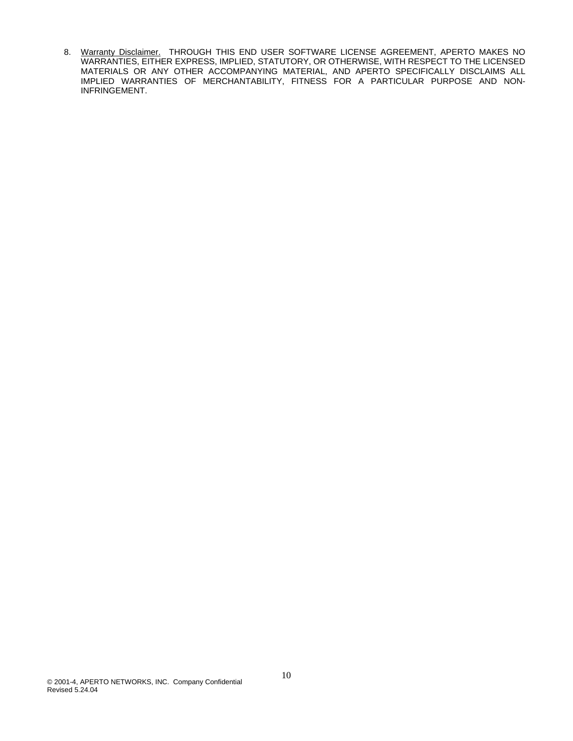8. <u>Warranty Disclaimer.</u> THROUGH THIS END USER SOFTWARE LICENSE AGREEMENT, APERTO MAKES NO WARRANTIES, EITHER EXPRESS, IMPLIED, STATUTORY, OR OTHERWISE, WITH RESPECT TO THE LICENSED MATERIALS OR ANY OTHER ACCOMPANYING MATERIAL, AND APERTO SPECIFICALLY DISCLAIMS ALL IMPLIED WARRANTIES OF MERCHANTABILITY, FITNESS FOR A PARTICULAR PURPOSE AND NON-INFRINGEMENT.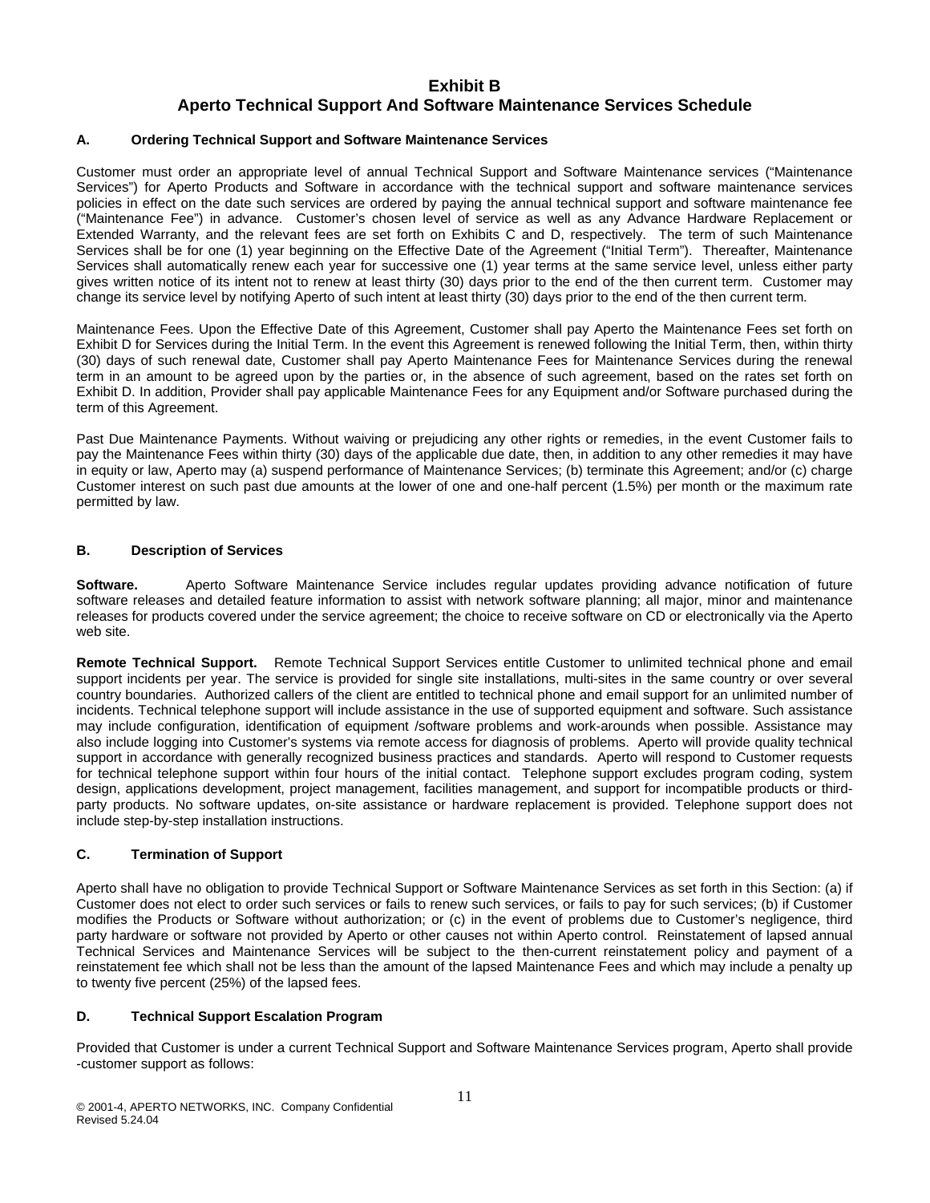# Exhibit B
# Aperto Technical Support And Software Maintenance Services Schedule

## A. Ordering Technical Support and Software Maintenance Services

Customer must order an appropriate level of annual Technical Support and Software Maintenance services ("Maintenance Services") for Aperto Products and Software in accordance with the technical support and software maintenance services policies in effect on the date such services are ordered by paying the annual technical support and software maintenance fee ("Maintenance Fee") in advance. Customer's chosen level of service as well as any Advance Hardware Replacement or Extended Warranty, and the relevant fees are set forth on Exhibits C and D, respectively. The term of such Maintenance Services shall be for one (1) year beginning on the Effective Date of the Agreement ("Initial Term"). Thereafter, Maintenance Services shall automatically renew each year for successive one (1) year terms at the same service level, unless either party gives written notice of its intent not to renew at least thirty (30) days prior to the end of the then current term. Customer may change its service level by notifying Aperto of such intent at least thirty (30) days prior to the end of the then current term.

Maintenance Fees. Upon the Effective Date of this Agreement, Customer shall pay Aperto the Maintenance Fees set forth on Exhibit D for Services during the Initial Term. In the event this Agreement is renewed following the Initial Term, then, within thirty (30) days of such renewal date, Customer shall pay Aperto Maintenance Fees for Maintenance Services during the renewal term in an amount to be agreed upon by the parties or, in the absence of such agreement, based on the rates set forth on Exhibit D. In addition, Provider shall pay applicable Maintenance Fees for any Equipment and/or Software purchased during the term of this Agreement.

Past Due Maintenance Payments. Without waiving or prejudicing any other rights or remedies, in the event Customer fails to pay the Maintenance Fees within thirty (30) days of the applicable due date, then, in addition to any other remedies it may have in equity or law, Aperto may (a) suspend performance of Maintenance Services; (b) terminate this Agreement; and/or (c) charge Customer interest on such past due amounts at the lower of one and one-half percent (1.5%) per month or the maximum rate permitted by law.

## B. Description of Services

**Software.** Aperto Software Maintenance Service includes regular updates providing advance notification of future software releases and detailed feature information to assist with network software planning; all major, minor and maintenance releases for products covered under the service agreement; the choice to receive software on CD or electronically via the Aperto web site.

**Remote Technical Support.** Remote Technical Support Services entitle Customer to unlimited technical phone and email support incidents per year. The service is provided for single site installations, multi-sites in the same country or over several country boundaries. Authorized callers of the client are entitled to technical phone and email support for an unlimited number of incidents. Technical telephone support will include assistance in the use of supported equipment and software. Such assistance may include configuration, identification of equipment /software problems and work-arounds when possible. Assistance may also include logging into Customer's systems via remote access for diagnosis of problems. Aperto will provide quality technical support in accordance with generally recognized business practices and standards. Aperto will respond to Customer requests for technical telephone support within four hours of the initial contact. Telephone support excludes program coding, system design, applications development, project management, facilities management, and support for incompatible products or third-party products. No software updates, on-site assistance or hardware replacement is provided. Telephone support does not include step-by-step installation instructions.

## C. Termination of Support

Aperto shall have no obligation to provide Technical Support or Software Maintenance Services as set forth in this Section: (a) if Customer does not elect to order such services or fails to renew such services, or fails to pay for such services; (b) if Customer modifies the Products or Software without authorization; or (c) in the event of problems due to Customer's negligence, third party hardware or software not provided by Aperto or other causes not within Aperto control. Reinstatement of lapsed annual Technical Services and Maintenance Services will be subject to the then-current reinstatement policy and payment of a reinstatement fee which shall not be less than the amount of the lapsed Maintenance Fees and which may include a penalty up to twenty five percent (25%) of the lapsed fees.

## D. Technical Support Escalation Program

Provided that Customer is under a current Technical Support and Software Maintenance Services program, Aperto shall provide -customer support as follows: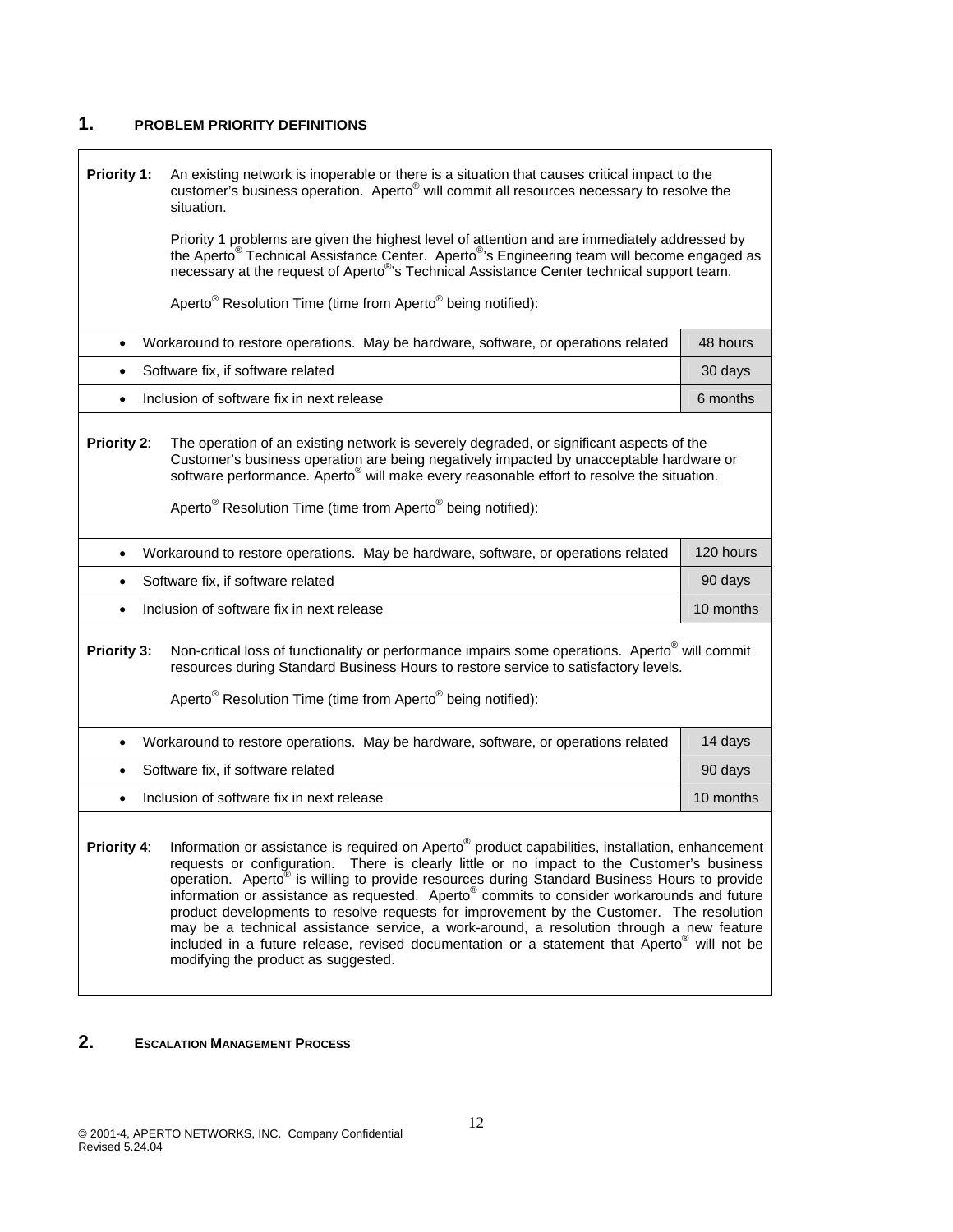## 1. PROBLEM PRIORITY DEFINITIONS

**Priority 1:** An existing network is inoperable or there is a situation that causes critical impact to the customer's business operation. Aperto® will commit all resources necessary to resolve the situation.

Priority 1 problems are given the highest level of attention and are immediately addressed by the Aperto® Technical Assistance Center. Aperto®'s Engineering team will become engaged as necessary at the request of Aperto®'s Technical Assistance Center technical support team.

Aperto® Resolution Time (time from Aperto® being notified):

| | |
|---|---|
| • Workaround to restore operations. May be hardware, software, or operations related | 48 hours |
| • Software fix, if software related | 30 days |
| • Inclusion of software fix in next release | 6 months |

**Priority 2**: The operation of an existing network is severely degraded, or significant aspects of the Customer's business operation are being negatively impacted by unacceptable hardware or software performance. Aperto® will make every reasonable effort to resolve the situation.

Aperto® Resolution Time (time from Aperto® being notified):

| | |
|---|---|
| • Workaround to restore operations. May be hardware, software, or operations related | 120 hours |
| • Software fix, if software related | 90 days |
| • Inclusion of software fix in next release | 10 months |

**Priority 3:** Non-critical loss of functionality or performance impairs some operations. Aperto® will commit resources during Standard Business Hours to restore service to satisfactory levels.

Aperto® Resolution Time (time from Aperto® being notified):

| | |
|---|---|
| • Workaround to restore operations. May be hardware, software, or operations related | 14 days |
| • Software fix, if software related | 90 days |
| • Inclusion of software fix in next release | 10 months |

**Priority 4**: Information or assistance is required on Aperto® product capabilities, installation, enhancement requests or configuration. There is clearly little or no impact to the Customer's business operation. Aperto® is willing to provide resources during Standard Business Hours to provide information or assistance as requested. Aperto® commits to consider workarounds and future product developments to resolve requests for improvement by the Customer. The resolution may be a technical assistance service, a work-around, a resolution through a new feature included in a future release, revised documentation or a statement that Aperto® will not be modifying the product as suggested.

## 2. ESCALATION MANAGEMENT PROCESS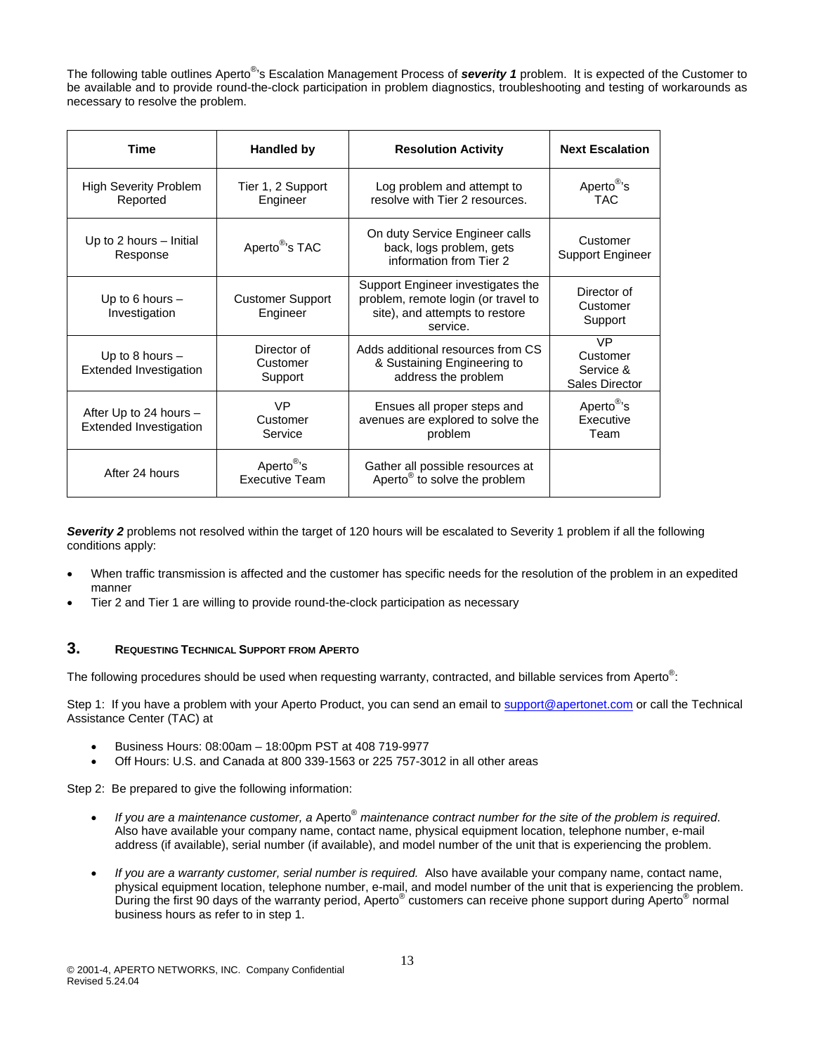The following table outlines Aperto®'s Escalation Management Process of ***severity 1*** problem. It is expected of the Customer to be available and to provide round-the-clock participation in problem diagnostics, troubleshooting and testing of workarounds as necessary to resolve the problem.

| Time | Handled by | Resolution Activity | Next Escalation |
|---|---|---|---|
| High Severity Problem Reported | Tier 1, 2 Support Engineer | Log problem and attempt to resolve with Tier 2 resources. | Aperto®'s TAC |
| Up to 2 hours – Initial Response | Aperto®'s TAC | On duty Service Engineer calls back, logs problem, gets information from Tier 2 | Customer Support Engineer |
| Up to 6 hours – Investigation | Customer Support Engineer | Support Engineer investigates the problem, remote login (or travel to site), and attempts to restore service. | Director of Customer Support |
| Up to 8 hours – Extended Investigation | Director of Customer Support | Adds additional resources from CS & Sustaining Engineering to address the problem | VP Customer Service & Sales Director |
| After Up to 24 hours – Extended Investigation | VP Customer Service | Ensues all proper steps and avenues are explored to solve the problem | Aperto®'s Executive Team |
| After 24 hours | Aperto®'s Executive Team | Gather all possible resources at Aperto® to solve the problem | |

***Severity 2*** problems not resolved within the target of 120 hours will be escalated to Severity 1 problem if all the following conditions apply:

- When traffic transmission is affected and the customer has specific needs for the resolution of the problem in an expedited manner
- Tier 2 and Tier 1 are willing to provide round-the-clock participation as necessary

## 3. REQUESTING TECHNICAL SUPPORT FROM APERTO

The following procedures should be used when requesting warranty, contracted, and billable services from Aperto®:

Step 1: If you have a problem with your Aperto Product, you can send an email to support@apertonet.com or call the Technical Assistance Center (TAC) at

- Business Hours: 08:00am – 18:00pm PST at 408 719-9977
- Off Hours: U.S. and Canada at 800 339-1563 or 225 757-3012 in all other areas

Step 2: Be prepared to give the following information:

- *If you are a maintenance customer, a* Aperto® *maintenance contract number for the site of the problem is required*. Also have available your company name, contact name, physical equipment location, telephone number, e-mail address (if available), serial number (if available), and model number of the unit that is experiencing the problem.

- *If you are a warranty customer, serial number is required.* Also have available your company name, contact name, physical equipment location, telephone number, e-mail, and model number of the unit that is experiencing the problem. During the first 90 days of the warranty period, Aperto® customers can receive phone support during Aperto® normal business hours as refer to in step 1.

© 2001-4, APERTO NETWORKS, INC. Company Confidential
Revised 5.24.04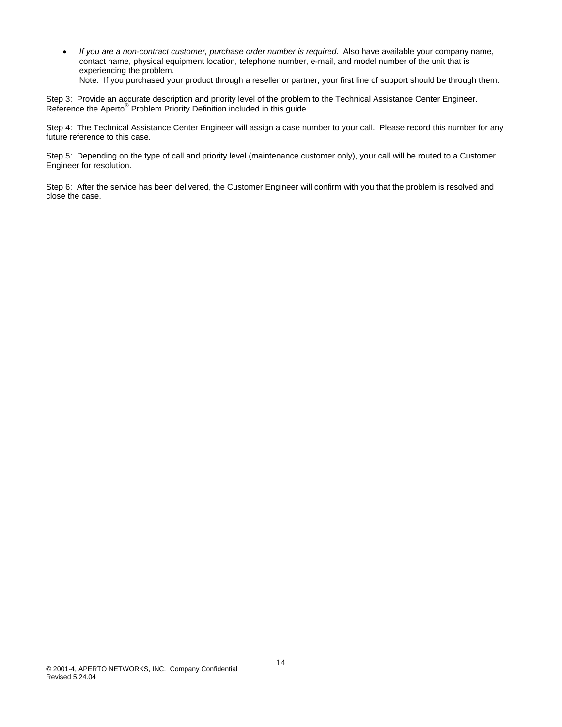- *If you are a non-contract customer, purchase order number is required.* Also have available your company name, contact name, physical equipment location, telephone number, e-mail, and model number of the unit that is experiencing the problem.
  Note: If you purchased your product through a reseller or partner, your first line of support should be through them.

Step 3: Provide an accurate description and priority level of the problem to the Technical Assistance Center Engineer. Reference the Aperto® Problem Priority Definition included in this guide.

Step 4: The Technical Assistance Center Engineer will assign a case number to your call. Please record this number for any future reference to this case.

Step 5: Depending on the type of call and priority level (maintenance customer only), your call will be routed to a Customer Engineer for resolution.

Step 6: After the service has been delivered, the Customer Engineer will confirm with you that the problem is resolved and close the case.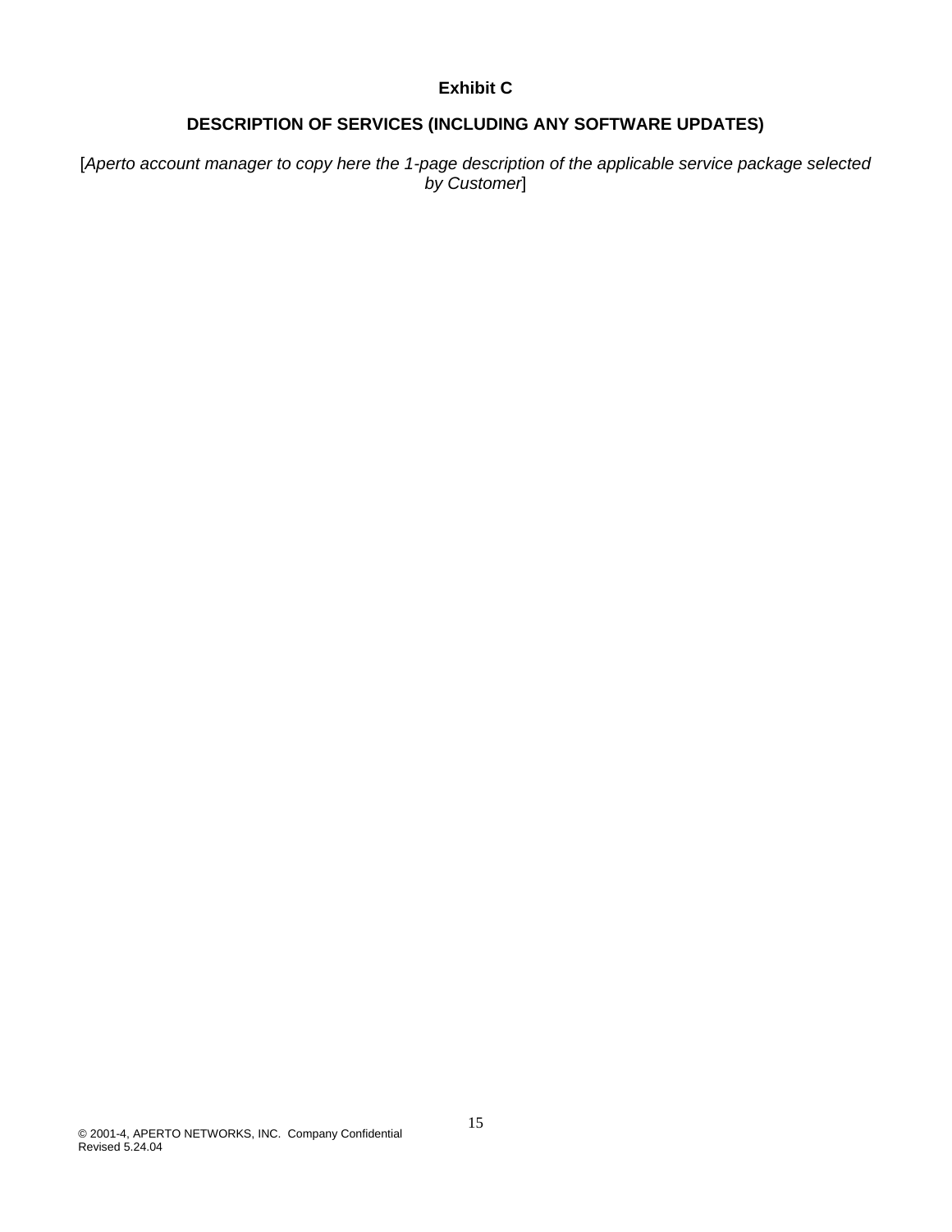# Exhibit C

## DESCRIPTION OF SERVICES (INCLUDING ANY SOFTWARE UPDATES)

[*Aperto account manager to copy here the 1-page description of the applicable service package selected by Customer*]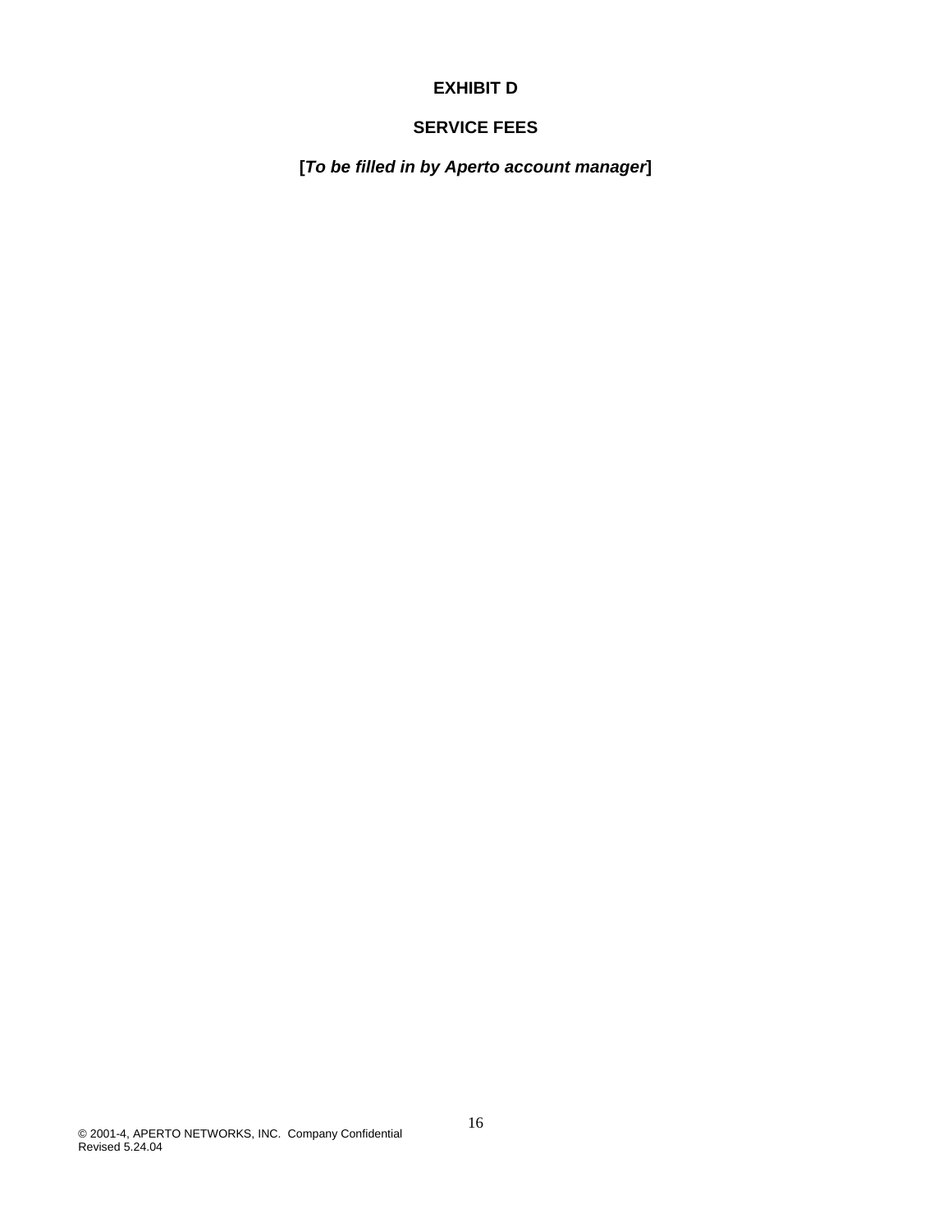# EXHIBIT D

## SERVICE FEES

**[*To be filled in by Aperto account manager*]**